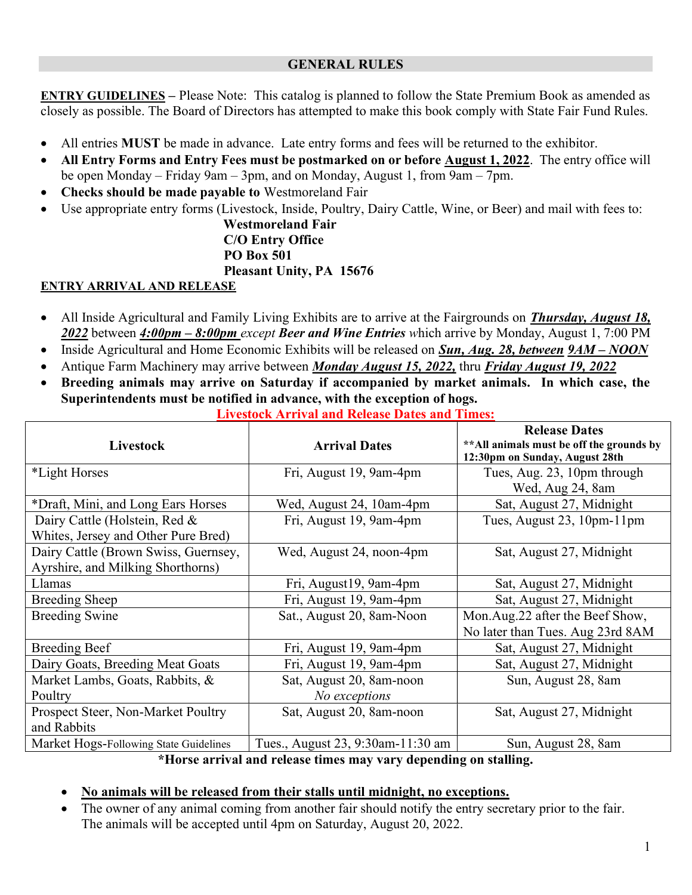## GENERAL RULES

**ENTRY GUIDELINES** – Please Note: This catalog is planned to follow the State Premium Book as amended as closely as possible. The Board of Directors has attempted to make this book comply with State Fair Fund Rules.

- All entries **MUST** be made in advance. Late entry forms and fees will be returned to the exhibitor.
- **All Entry Forms and Entry Fees must be postmarked on or before August 1, 2022**. The entry office will be open Monday – Friday 9am – 3pm, and on Monday, August 1, from 9am – 7pm.
- **Checks should be made payable to** Westmoreland Fair
- Use appropriate entry forms (Livestock, Inside, Poultry, Dairy Cattle, Wine, or Beer) and mail with fees to:

  **Westmoreland Fair**
  **C/O Entry Office**
  **PO Box 501**
  **Pleasant Unity, PA 15676**

**ENTRY ARRIVAL AND RELEASE**

- All Inside Agricultural and Family Living Exhibits are to arrive at the Fairgrounds on ***Thursday, August 18, 2022*** between ***4:00pm – 8:00pm*** *except* ***Beer and Wine Entries*** which arrive by Monday, August 1, 7:00 PM
- Inside Agricultural and Home Economic Exhibits will be released on ***Sun, Aug. 28, between 9AM – NOON***
- Antique Farm Machinery may arrive between ***Monday August 15, 2022,*** thru ***Friday August 19, 2022***
- **Breeding animals may arrive on Saturday if accompanied by market animals. In which case, the Superintendents must be notified in advance, with the exception of hogs.**

**Livestock Arrival and Release Dates and Times:**

| Livestock | Arrival Dates | Release Dates **All animals must be off the grounds by 12:30pm on Sunday, August 28th |
|---|---|---|
| *Light Horses | Fri, August 19, 9am-4pm | Tues, Aug. 23, 10pm through Wed, Aug 24, 8am |
| *Draft, Mini, and Long Ears Horses | Wed, August 24, 10am-4pm | Sat, August 27, Midnight |
| Dairy Cattle (Holstein, Red & Whites, Jersey and Other Pure Bred) | Fri, August 19, 9am-4pm | Tues, August 23, 10pm-11pm |
| Dairy Cattle (Brown Swiss, Guernsey, Ayrshire, and Milking Shorthorns) | Wed, August 24, noon-4pm | Sat, August 27, Midnight |
| Llamas | Fri, August19, 9am-4pm | Sat, August 27, Midnight |
| Breeding Sheep | Fri, August 19, 9am-4pm | Sat, August 27, Midnight |
| Breeding Swine | Sat., August 20, 8am-Noon | Mon.Aug.22 after the Beef Show, No later than Tues. Aug 23rd 8AM |
| Breeding Beef | Fri, August 19, 9am-4pm | Sat, August 27, Midnight |
| Dairy Goats, Breeding Meat Goats | Fri, August 19, 9am-4pm | Sat, August 27, Midnight |
| Market Lambs, Goats, Rabbits, & Poultry | Sat, August 20, 8am-noon *No exceptions* | Sun, August 28, 8am |
| Prospect Steer, Non-Market Poultry and Rabbits | Sat, August 20, 8am-noon | Sat, August 27, Midnight |
| Market Hogs-Following State Guidelines | Tues., August 23, 9:30am-11:30 am | Sun, August 28, 8am |

**\*Horse arrival and release times may vary depending on stalling.**

- **No animals will be released from their stalls until midnight, no exceptions.**
- The owner of any animal coming from another fair should notify the entry secretary prior to the fair. The animals will be accepted until 4pm on Saturday, August 20, 2022.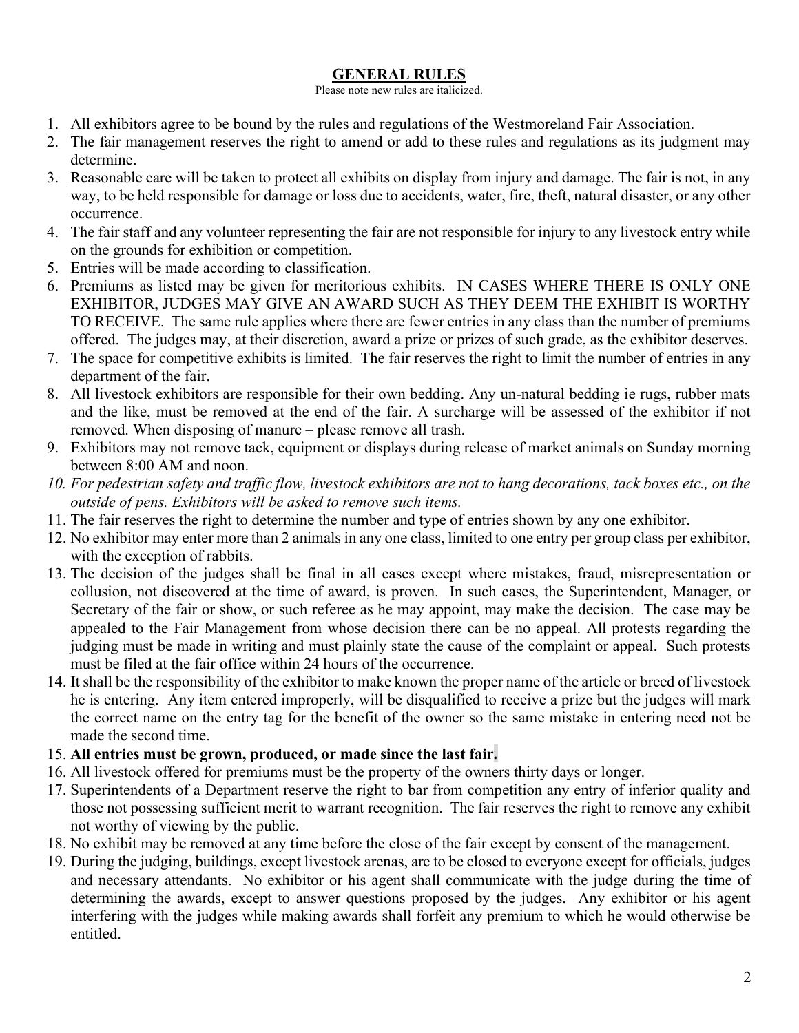## GENERAL RULES

Please note new rules are italicized.

1. All exhibitors agree to be bound by the rules and regulations of the Westmoreland Fair Association.
2. The fair management reserves the right to amend or add to these rules and regulations as its judgment may determine.
3. Reasonable care will be taken to protect all exhibits on display from injury and damage. The fair is not, in any way, to be held responsible for damage or loss due to accidents, water, fire, theft, natural disaster, or any other occurrence.
4. The fair staff and any volunteer representing the fair are not responsible for injury to any livestock entry while on the grounds for exhibition or competition.
5. Entries will be made according to classification.
6. Premiums as listed may be given for meritorious exhibits. IN CASES WHERE THERE IS ONLY ONE EXHIBITOR, JUDGES MAY GIVE AN AWARD SUCH AS THEY DEEM THE EXHIBIT IS WORTHY TO RECEIVE. The same rule applies where there are fewer entries in any class than the number of premiums offered. The judges may, at their discretion, award a prize or prizes of such grade, as the exhibitor deserves.
7. The space for competitive exhibits is limited. The fair reserves the right to limit the number of entries in any department of the fair.
8. All livestock exhibitors are responsible for their own bedding. Any un-natural bedding ie rugs, rubber mats and the like, must be removed at the end of the fair. A surcharge will be assessed of the exhibitor if not removed. When disposing of manure – please remove all trash.
9. Exhibitors may not remove tack, equipment or displays during release of market animals on Sunday morning between 8:00 AM and noon.
10. *For pedestrian safety and traffic flow, livestock exhibitors are not to hang decorations, tack boxes etc., on the outside of pens. Exhibitors will be asked to remove such items.*
11. The fair reserves the right to determine the number and type of entries shown by any one exhibitor.
12. No exhibitor may enter more than 2 animals in any one class, limited to one entry per group class per exhibitor, with the exception of rabbits.
13. The decision of the judges shall be final in all cases except where mistakes, fraud, misrepresentation or collusion, not discovered at the time of award, is proven. In such cases, the Superintendent, Manager, or Secretary of the fair or show, or such referee as he may appoint, may make the decision. The case may be appealed to the Fair Management from whose decision there can be no appeal. All protests regarding the judging must be made in writing and must plainly state the cause of the complaint or appeal. Such protests must be filed at the fair office within 24 hours of the occurrence.
14. It shall be the responsibility of the exhibitor to make known the proper name of the article or breed of livestock he is entering. Any item entered improperly, will be disqualified to receive a prize but the judges will mark the correct name on the entry tag for the benefit of the owner so the same mistake in entering need not be made the second time.
15. **All entries must be grown, produced, or made since the last fair.**
16. All livestock offered for premiums must be the property of the owners thirty days or longer.
17. Superintendents of a Department reserve the right to bar from competition any entry of inferior quality and those not possessing sufficient merit to warrant recognition. The fair reserves the right to remove any exhibit not worthy of viewing by the public.
18. No exhibit may be removed at any time before the close of the fair except by consent of the management.
19. During the judging, buildings, except livestock arenas, are to be closed to everyone except for officials, judges and necessary attendants. No exhibitor or his agent shall communicate with the judge during the time of determining the awards, except to answer questions proposed by the judges. Any exhibitor or his agent interfering with the judges while making awards shall forfeit any premium to which he would otherwise be entitled.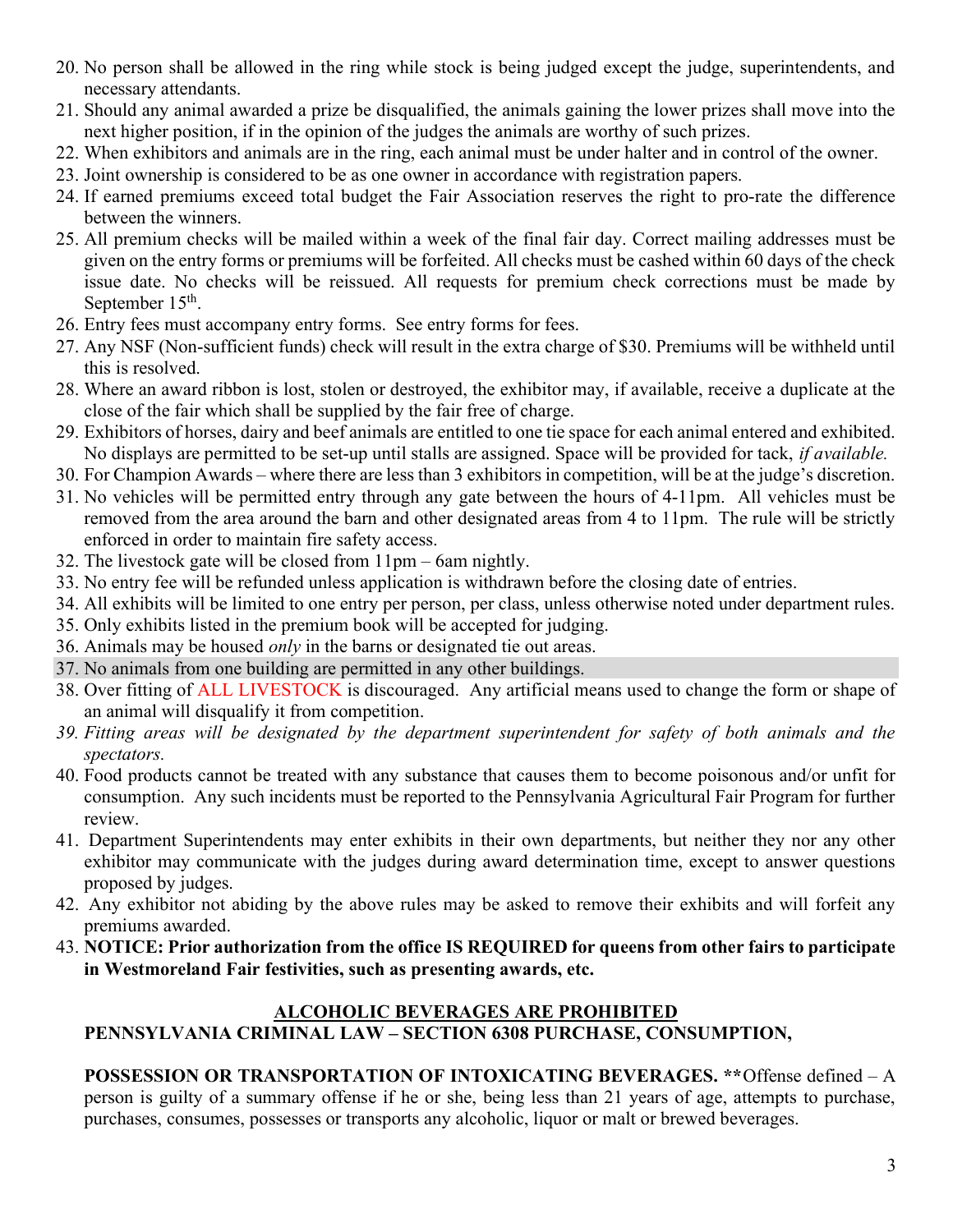20. No person shall be allowed in the ring while stock is being judged except the judge, superintendents, and necessary attendants.
21. Should any animal awarded a prize be disqualified, the animals gaining the lower prizes shall move into the next higher position, if in the opinion of the judges the animals are worthy of such prizes.
22. When exhibitors and animals are in the ring, each animal must be under halter and in control of the owner.
23. Joint ownership is considered to be as one owner in accordance with registration papers.
24. If earned premiums exceed total budget the Fair Association reserves the right to pro-rate the difference between the winners.
25. All premium checks will be mailed within a week of the final fair day. Correct mailing addresses must be given on the entry forms or premiums will be forfeited. All checks must be cashed within 60 days of the check issue date. No checks will be reissued. All requests for premium check corrections must be made by September 15th.
26. Entry fees must accompany entry forms. See entry forms for fees.
27. Any NSF (Non-sufficient funds) check will result in the extra charge of $30. Premiums will be withheld until this is resolved.
28. Where an award ribbon is lost, stolen or destroyed, the exhibitor may, if available, receive a duplicate at the close of the fair which shall be supplied by the fair free of charge.
29. Exhibitors of horses, dairy and beef animals are entitled to one tie space for each animal entered and exhibited. No displays are permitted to be set-up until stalls are assigned. Space will be provided for tack, *if available.*
30. For Champion Awards – where there are less than 3 exhibitors in competition, will be at the judge's discretion.
31. No vehicles will be permitted entry through any gate between the hours of 4-11pm. All vehicles must be removed from the area around the barn and other designated areas from 4 to 11pm. The rule will be strictly enforced in order to maintain fire safety access.
32. The livestock gate will be closed from 11pm – 6am nightly.
33. No entry fee will be refunded unless application is withdrawn before the closing date of entries.
34. All exhibits will be limited to one entry per person, per class, unless otherwise noted under department rules.
35. Only exhibits listed in the premium book will be accepted for judging.
36. Animals may be housed *only* in the barns or designated tie out areas.
37. No animals from one building are permitted in any other buildings.
38. Over fitting of ALL LIVESTOCK is discouraged. Any artificial means used to change the form or shape of an animal will disqualify it from competition.
39. *Fitting areas will be designated by the department superintendent for safety of both animals and the spectators.*
40. Food products cannot be treated with any substance that causes them to become poisonous and/or unfit for consumption. Any such incidents must be reported to the Pennsylvania Agricultural Fair Program for further review.
41. Department Superintendents may enter exhibits in their own departments, but neither they nor any other exhibitor may communicate with the judges during award determination time, except to answer questions proposed by judges.
42. Any exhibitor not abiding by the above rules may be asked to remove their exhibits and will forfeit any premiums awarded.
43. **NOTICE: Prior authorization from the office IS REQUIRED for queens from other fairs to participate in Westmoreland Fair festivities, such as presenting awards, etc.**

**ALCOHOLIC BEVERAGES ARE PROHIBITED**

**PENNSYLVANIA CRIMINAL LAW – SECTION 6308 PURCHASE, CONSUMPTION,**

**POSSESSION OR TRANSPORTATION OF INTOXICATING BEVERAGES. ****Offense defined – A person is guilty of a summary offense if he or she, being less than 21 years of age, attempts to purchase, purchases, consumes, possesses or transports any alcoholic, liquor or malt or brewed beverages.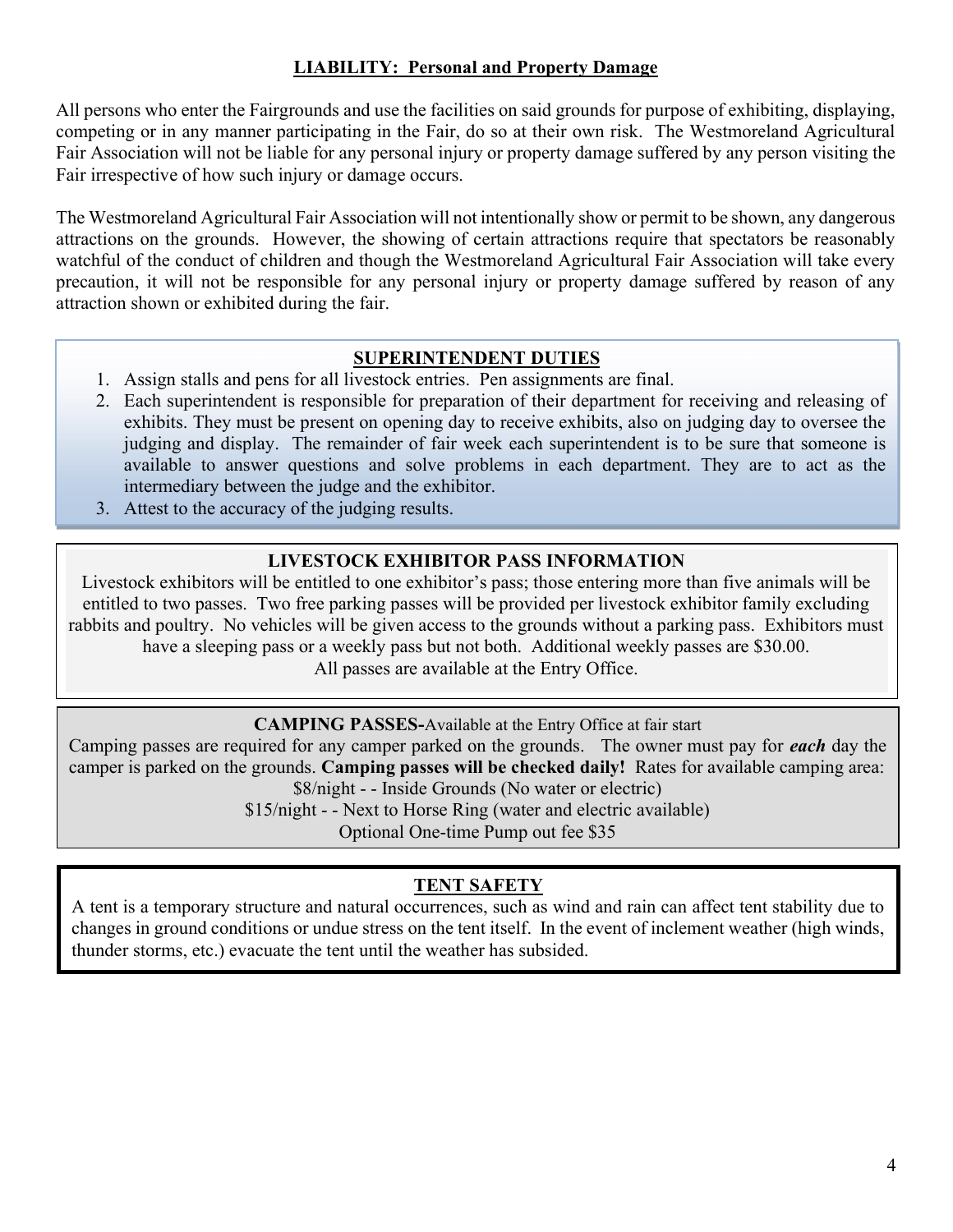## LIABILITY: Personal and Property Damage

All persons who enter the Fairgrounds and use the facilities on said grounds for purpose of exhibiting, displaying, competing or in any manner participating in the Fair, do so at their own risk. The Westmoreland Agricultural Fair Association will not be liable for any personal injury or property damage suffered by any person visiting the Fair irrespective of how such injury or damage occurs.

The Westmoreland Agricultural Fair Association will not intentionally show or permit to be shown, any dangerous attractions on the grounds. However, the showing of certain attractions require that spectators be reasonably watchful of the conduct of children and though the Westmoreland Agricultural Fair Association will take every precaution, it will not be responsible for any personal injury or property damage suffered by reason of any attraction shown or exhibited during the fair.

## SUPERINTENDENT DUTIES

1. Assign stalls and pens for all livestock entries. Pen assignments are final.
2. Each superintendent is responsible for preparation of their department for receiving and releasing of exhibits. They must be present on opening day to receive exhibits, also on judging day to oversee the judging and display. The remainder of fair week each superintendent is to be sure that someone is available to answer questions and solve problems in each department. They are to act as the intermediary between the judge and the exhibitor.
3. Attest to the accuracy of the judging results.

## LIVESTOCK EXHIBITOR PASS INFORMATION

Livestock exhibitors will be entitled to one exhibitor's pass; those entering more than five animals will be entitled to two passes. Two free parking passes will be provided per livestock exhibitor family excluding rabbits and poultry. No vehicles will be given access to the grounds without a parking pass. Exhibitors must have a sleeping pass or a weekly pass but not both. Additional weekly passes are $30.00.
All passes are available at the Entry Office.

## CAMPING PASSES-Available at the Entry Office at fair start

Camping passes are required for any camper parked on the grounds. The owner must pay for ***each*** day the camper is parked on the grounds. **Camping passes will be checked daily!** Rates for available camping area:

$8/night - - Inside Grounds (No water or electric)
$15/night - - Next to Horse Ring (water and electric available)
Optional One-time Pump out fee $35

## TENT SAFETY

A tent is a temporary structure and natural occurrences, such as wind and rain can affect tent stability due to changes in ground conditions or undue stress on the tent itself. In the event of inclement weather (high winds, thunder storms, etc.) evacuate the tent until the weather has subsided.